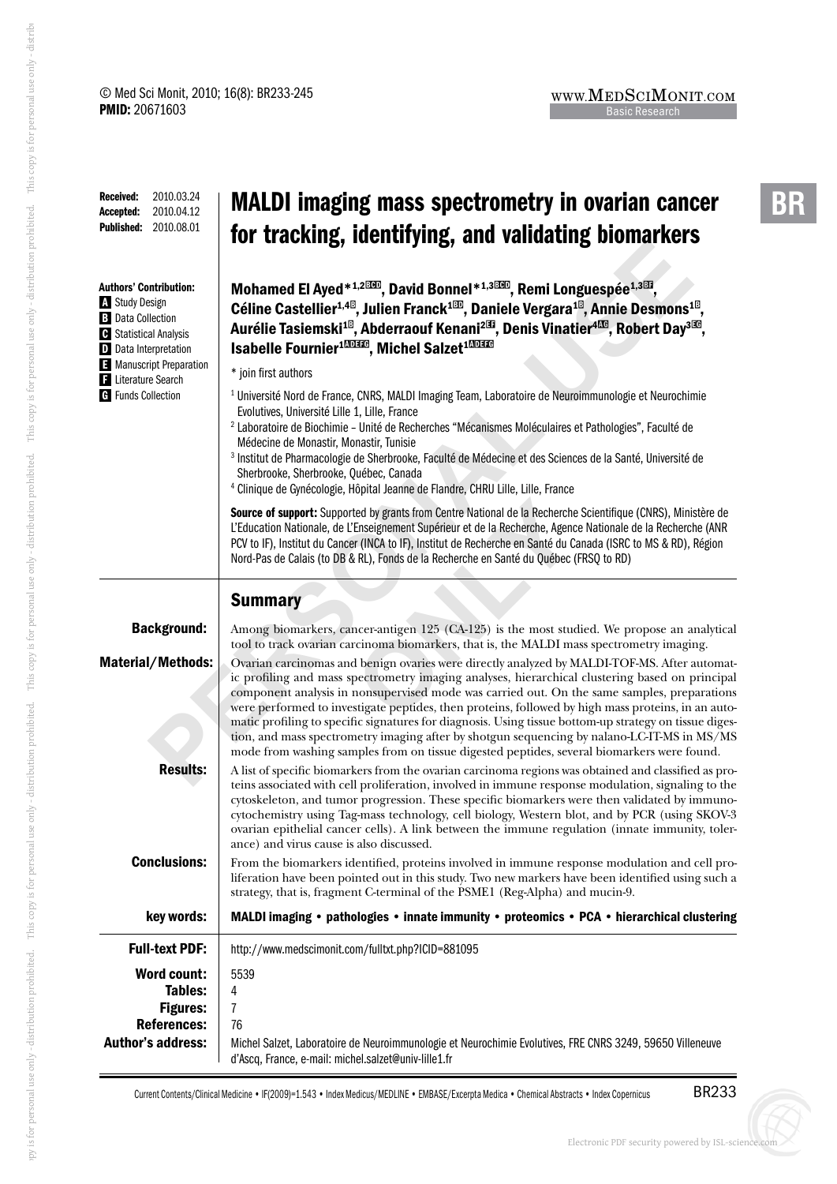© Med Sci Monit, 2010; 16(8): BR233-245
**PMID:** 20671603

**Received:** 2010.03.24
**Accepted:** 2010.04.12
**Published:** 2010.08.01

# MALDI imaging mass spectrometry in ovarian cancer for tracking, identifying, and validating biomarkers

**Authors' Contribution:**
- **A** Study Design
- **B** Data Collection
- **C** Statistical Analysis
- **D** Data Interpretation
- **E** Manuscript Preparation
- **F** Literature Search
- **G** Funds Collection

**Mohamed El Ayed*[1,2]BCD, David Bonnel*[1,3]BCD, Remi Longuespée[1,3]BF, Céline Castellier[1,4]B, Julien Franck[1]BD, Daniele Vergara[1]B, Annie Desmons[1]B, Aurélie Tasiemski[1]B, Abderraouf Kenani[2]EF, Denis Vinatier[4]AG, Robert Day[3]EG, Isabelle Fournier[1]ADEFG, Michel Salzet[1]ADEFG**

\* join first authors

[1] Université Nord de France, CNRS, MALDI Imaging Team, Laboratoire de Neuroimmunologie et Neurochimie Evolutives, Université Lille 1, Lille, France
[2] Laboratoire de Biochimie – Unité de Recherches "Mécanismes Moléculaires et Pathologies", Faculté de Médecine de Monastir, Monastir, Tunisie
[3] Institut de Pharmacologie de Sherbrooke, Faculté de Médecine et des Sciences de la Santé, Université de Sherbrooke, Sherbrooke, Québec, Canada
[4] Clinique de Gynécologie, Hôpital Jeanne de Flandre, CHRU Lille, Lille, France

**Source of support:** Supported by grants from Centre National de la Recherche Scientifique (CNRS), Ministère de L'Education Nationale, de L'Enseignement Supérieur et de la Recherche, Agence Nationale de la Recherche (ANR PCV to IF), Institut du Cancer (INCA to IF), Institut de Recherche en Santé du Canada (ISRC to MS & RD), Région Nord-Pas de Calais (to DB & RL), Fonds de la Recherche en Santé du Québec (FRSQ to RD)

## Summary

**Background:** Among biomarkers, cancer-antigen 125 (CA-125) is the most studied. We propose an analytical tool to track ovarian carcinoma biomarkers, that is, the MALDI mass spectrometry imaging.

**Material/Methods:** Ovarian carcinomas and benign ovaries were directly analyzed by MALDI-TOF-MS. After automatic profiling and mass spectrometry imaging analyses, hierarchical clustering based on principal component analysis in nonsupervised mode was carried out. On the same samples, preparations were performed to investigate peptides, then proteins, followed by high mass proteins, in an automatic profiling to specific signatures for diagnosis. Using tissue bottom-up strategy on tissue digestion, and mass spectrometry imaging after by shotgun sequencing by nalano-LC-IT-MS in MS/MS mode from washing samples from on tissue digested peptides, several biomarkers were found.

**Results:** A list of specific biomarkers from the ovarian carcinoma regions was obtained and classified as proteins associated with cell proliferation, involved in immune response modulation, signaling to the cytoskeleton, and tumor progression. These specific biomarkers were then validated by immunocytochemistry using Tag-mass technology, cell biology, Western blot, and by PCR (using SKOV-3 ovarian epithelial cancer cells). A link between the immune regulation (innate immunity, tolerance) and virus cause is also discussed.

**Conclusions:** From the biomarkers identified, proteins involved in immune response modulation and cell proliferation have been pointed out in this study. Two new markers have been identified using such a strategy, that is, fragment C-terminal of the PSME1 (Reg-Alpha) and mucin-9.

**key words:** MALDI imaging • pathologies • innate immunity • proteomics • PCA • hierarchical clustering

**Full-text PDF:** http://www.medscimonit.com/fulltxt.php?ICID=881095

**Word count:** 5539
**Tables:** 4
**Figures:** 7
**References:** 76

**Author's address:** Michel Salzet, Laboratoire de Neuroimmunologie et Neurochimie Evolutives, FRE CNRS 3249, 59650 Villeneuve d'Ascq, France, e-mail: michel.salzet@univ-lille1.fr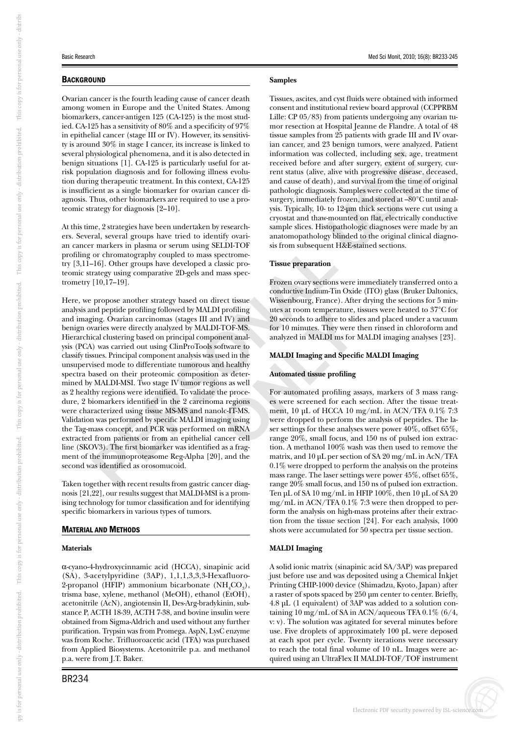## Background

Ovarian cancer is the fourth leading cause of cancer death among women in Europe and the United States. Among biomarkers, cancer-antigen 125 (CA-125) is the most studied. CA-125 has a sensitivity of 80% and a specificity of 97% in epithelial cancer (stage III or IV). However, its sensitivity is around 30% in stage I cancer, its increase is linked to several physiological phenomena, and it is also detected in benign situations [1]. CA-125 is particularly useful for at-risk population diagnosis and for following illness evolution during therapeutic treatment. In this context, CA-125 is insufficient as a single biomarker for ovarian cancer diagnosis. Thus, other biomarkers are required to use a proteomic strategy for diagnosis [2–10].

At this time, 2 strategies have been undertaken by researchers. Several, several groups have tried to identify ovarian cancer markers in plasma or serum using SELDI-TOF profiling or chromatography coupled to mass spectrometry [3,11–16]. Other groups have developed a classic proteomic strategy using comparative 2D-gels and mass spectrometry [10,17–19].

Here, we propose another strategy based on direct tissue analysis and peptide profiling followed by MALDI profiling and imaging. Ovarian carcinomas (stages III and IV) and benign ovaries were directly analyzed by MALDI-TOF-MS. Hierarchical clustering based on principal component analysis (PCA) was carried out using ClinProTools software to classify tissues. Principal component analysis was used in the unsupervised mode to differentiate tumorous and healthy spectra based on their proteomic composition as determined by MALDI-MSI. Two stage IV tumor regions as well as 2 healthy regions were identified. To validate the procedure, 2 biomarkers identified in the 2 carcinoma regions were characterized using tissue MS-MS and nanolc-IT-MS. Validation was performed by specific MALDI imaging using the Tag-mass concept, and PCR was performed on mRNA extracted from patients or from an epithelial cancer cell line (SKOV3). The first biomarker was identified as a fragment of the immunoproteasome Reg-Alpha [20], and the second was identified as orosomucoid.

Taken together with recent results from gastric cancer diagnosis [21,22], our results suggest that MALDI-MSI is a promising technology for tumor classification and for identifying specific biomarkers in various types of tumors.

## Material and Methods

### Materials

α-cyano-4-hydroxycinnamic acid (HCCA), sinapinic acid (SA), 3-acetylpyridine (3AP), 1,1,1,3,3,3-Hexafluoro-2-propanol (HFIP) ammonium bicarbonate ($NH_4CO_3$), trisma base, xylene, methanol (MeOH), ethanol (EtOH), acetonitrile (AcN), angiotensin II, Des-Arg-bradykinin, substance P, ACTH 18-39, ACTH 7-38, and bovine insulin were obtained from Sigma-Aldrich and used without any further purification. Trypsin was from Promega. AspN, LysC enzyme was from Roche. Trifluoroacetic acid (TFA) was purchased from Applied Biosystems. Acetonitrile p.a. and methanol p.a. were from J.T. Baker.

### Samples

Tissues, ascites, and cyst fluids were obtained with informed consent and institutional review board approval (CCPPRBM Lille: CP 05/83) from patients undergoing any ovarian tumor resection at Hospital Jeanne de Flandre. A total of 48 tissue samples from 25 patients with grade III and IV ovarian cancer, and 23 benign tumors, were analyzed. Patient information was collected, including sex, age, treatment received before and after surgery, extent of surgery, current status (alive, alive with progressive disease, deceased, and cause of death), and survival from the time of original pathologic diagnosis. Samples were collected at the time of surgery, immediately frozen, and stored at –80°C until analysis. Typically, 10- to 12-μm thick sections were cut using a cryostat and thaw-mounted on flat, electrically conductive sample slices. Histopathologic diagnoses were made by an anatomopathology blinded to the original clinical diagnosis from subsequent H&E-stained sections.

### Tissue preparation

Frozen ovary sections were immediately transferred onto a conductive Indium-Tin Oxide (ITO) glass (Bruker Daltonics, Wissenbourg, France). After drying the sections for 5 minutes at room temperature, tissues were heated to 37°C for 20 seconds to adhere to slides and placed under a vacuum for 10 minutes. They were then rinsed in chloroform and analyzed in MALDI ms for MALDI imaging analyses [23].

### MALDI Imaging and Specific MALDI Imaging

#### Automated tissue profiling

For automated profiling assays, markers of 3 mass ranges were screened for each section. After the tissue treatment, 10 μL of HCCA 10 mg/mL in ACN/TFA 0.1% 7:3 were dropped to perform the analysis of peptides. The laser settings for these analyses were power 40%, offset 65%, range 20%, small focus, and 150 ns of pulsed ion extraction. A methanol 100% wash was then used to remove the matrix, and 10 μL per section of SA 20 mg/mL in AcN/TFA 0.1% were dropped to perform the analysis on the proteins mass range. The laser settings were power 45%, offset 65%, range 20% small focus, and 150 ns of pulsed ion extraction. Ten μL of SA 10 mg/mL in HFIP 100%, then 10 μL of SA 20 mg/mL in ACN/TFA 0.1% 7:3 were then dropped to perform the analysis on high-mass proteins after their extraction from the tissue section [24]. For each analysis, 1000 shots were accumulated for 50 spectra per tissue section.

#### MALDI Imaging

A solid ionic matrix (sinapinic acid SA/3AP) was prepared just before use and was deposited using a Chemical Inkjet Printing CHIP-1000 device (Shimadzu, Kyoto, Japan) after a raster of spots spaced by 250 μm center to center. Briefly, 4.8 μL (1 equivalent) of 3AP was added to a solution containing 10 mg/mL of SA in ACN/aqueous TFA 0.1% (6/4, v: v). The solution was agitated for several minutes before use. Five droplets of approximately 100 pL were deposed at each spot per cycle. Twenty iterations were necessary to reach the total final volume of 10 nL. Images were acquired using an UltraFlex II MALDI-TOF/TOF instrument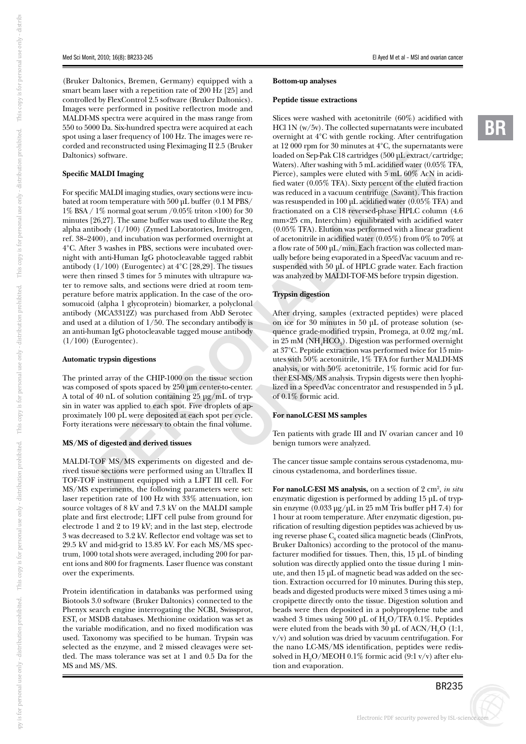(Bruker Daltonics, Bremen, Germany) equipped with a smart beam laser with a repetition rate of 200 Hz [25] and controlled by FlexControl 2.5 software (Bruker Daltonics). Images were performed in positive reflectron mode and MALDI-MS spectra were acquired in the mass range from 550 to 5000 Da. Six-hundred spectra were acquired at each spot using a laser frequency of 100 Hz. The images were recorded and reconstructed using Fleximaging II 2.5 (Bruker Daltonics) software.

#### Specific MALDI Imaging

For specific MALDI imaging studies, ovary sections were incubated at room temperature with 500 µL buffer (0.1 M PBS/ 1% BSA / 1% normal goat serum /0.05% triton ×100) for 30 minutes [26,27]. The same buffer was used to dilute the Reg alpha antibody (1/100) (Zymed Laboratories, Invitrogen, ref. 38–2400), and incubation was performed overnight at 4°C. After 3 washes in PBS, sections were incubated overnight with anti-Human IgG photocleavable tagged rabbit antibody (1/100) (Eurogentec) at 4°C [28,29]. The tissues were then rinsed 3 times for 5 minutes with ultrapure water to remove salts, and sections were dried at room temperature before matrix application. In the case of the orosomucoid (alpha 1 glycoprotein) biomarker, a polyclonal antibody (MCA3312Z) was purchased from AbD Serotec and used at a dilution of 1/50. The secondary antibody is an anti-human IgG photocleavable tagged mouse antibody (1/100) (Eurogentec).

#### Automatic trypsin digestions

The printed array of the CHIP-1000 on the tissue section was composed of spots spaced by 250 µm center-to-center. A total of 40 nL of solution containing 25 µg/mL of trypsin in water was applied to each spot. Five droplets of approximately 100 pL were deposited at each spot per cycle. Forty iterations were necessary to obtain the final volume.

#### MS/MS of digested and derived tissues

MALDI-TOF MS/MS experiments on digested and derived tissue sections were performed using an Ultraflex II TOF-TOF instrument equipped with a LIFT III cell. For MS/MS experiments, the following parameters were set: laser repetition rate of 100 Hz with 33% attenuation, ion source voltages of 8 kV and 7.3 kV on the MALDI sample plate and first electrode; LIFT cell pulse from ground for electrode 1 and 2 to 19 kV; and in the last step, electrode 3 was decreased to 3.2 kV. Reflector end voltage was set to 29.5 kV and mid-grid to 13.85 kV. For each MS/MS spectrum, 1000 total shots were averaged, including 200 for parent ions and 800 for fragments. Laser fluence was constant over the experiments.

Protein identification in databanks was performed using Biotools 3.0 software (Bruker Daltonics) connected to the Phenyx search engine interrogating the NCBI, Swissprot, EST, or MSDB databases. Methionine oxidation was set as the variable modification, and no fixed modification was used. Taxonomy was specified to be human. Trypsin was selected as the enzyme, and 2 missed cleavages were settled. The mass tolerance was set at 1 and 0.5 Da for the MS and MS/MS.

#### Bottom-up analyses

#### Peptide tissue extractions

Slices were washed with acetonitrile (60%) acidified with HCl 1N (w/5v). The collected supernatants were incubated overnight at 4°C with gentle rocking. After centrifugation at 12 000 rpm for 30 minutes at 4°C, the supernatants were loaded on Sep-Pak C18 cartridges (500 µL extract/cartridge; Waters). After washing with 5 mL acidified water (0.05% TFA, Pierce), samples were eluted with 5 mL 60% AcN in acidified water (0.05% TFA). Sixty percent of the eluted fraction was reduced in a vacuum centrifuge (Savant). This fraction was resuspended in 100 µL acidified water (0.05% TFA) and fractionated on a C18 reversed-phase HPLC column (4.6 mm×25 cm, Interchim) equilibrated with acidified water (0.05% TFA). Elution was performed with a linear gradient of acetonitrile in acidified water (0.05% TFA) from 0% to 70% at a flow rate of 500 µL/min. Each fraction was collected manually before being evaporated in a SpeedVac vacuum and resuspended with 50 µL of HPLC grade water. Each fraction was analyzed by MALDI-TOF-MS before trypsin digestion.

#### Trypsin digestion

After drying, samples (extracted peptides) were placed on ice for 30 minutes in 50 µL of protease solution (sequence grade-modified trypsin, Promega, at 0.02 mg/mL in 25 mM ($NH_4HCO_3$). Digestion was performed overnight at 37°C. Peptide extraction was performed twice for 15 minutes with 50% acetonitrile, 1% TFA for further MALDI-MS analysis, or with 50% acetonitrile, 1% formic acid for further ESI-MS/MS analysis. Trypsin digests were then lyophilized in a SpeedVac concentrator and resuspended in 5 µL of 0.1% formic acid.

#### For nanoLC-ESI MS samples

Ten patients with grade III and IV ovarian cancer and 10 benign tumors were analyzed.

The cancer tissue sample contains serous cystadenoma, mucinous cystadenoma, and borderlines tissue.

**For nanoLC-ESI MS analysis,** on a section of 2 cm$^2$, *in situ* enzymatic digestion is performed by adding 15 µL of trypsin enzyme (0.033 µg/µL in 25 mM Tris buffer pH 7.4) for 1 hour at room temperature. After enzymatic digestion, purification of resulting digestion peptides was achieved by using reverse phase $C_8$ coated silica magnetic beads (ClinProts, Bruker Daltonics) according to the protocol of the manufacturer modified for tissues. Then, this, 15 µL of binding solution was directly applied onto the tissue during 1 minute, and then 15 µL of magnetic bead was added on the section. Extraction occurred for 10 minutes. During this step, beads and digested products were mixed 3 times using a micropipette directly onto the tissue. Digestion solution and beads were then deposited in a polypropylene tube and washed 3 times using 500 µL of $H_2O$/TFA 0.1%. Peptides were eluted from the beads with 30 µL of ACN/$H_2O$ (1:1, v/v) and solution was dried by vacuum centrifugation. For the nano LC-MS/MS identification, peptides were redissolved in $H_2O$/MEOH 0.1% formic acid (9:1 v/v) after elution and evaporation.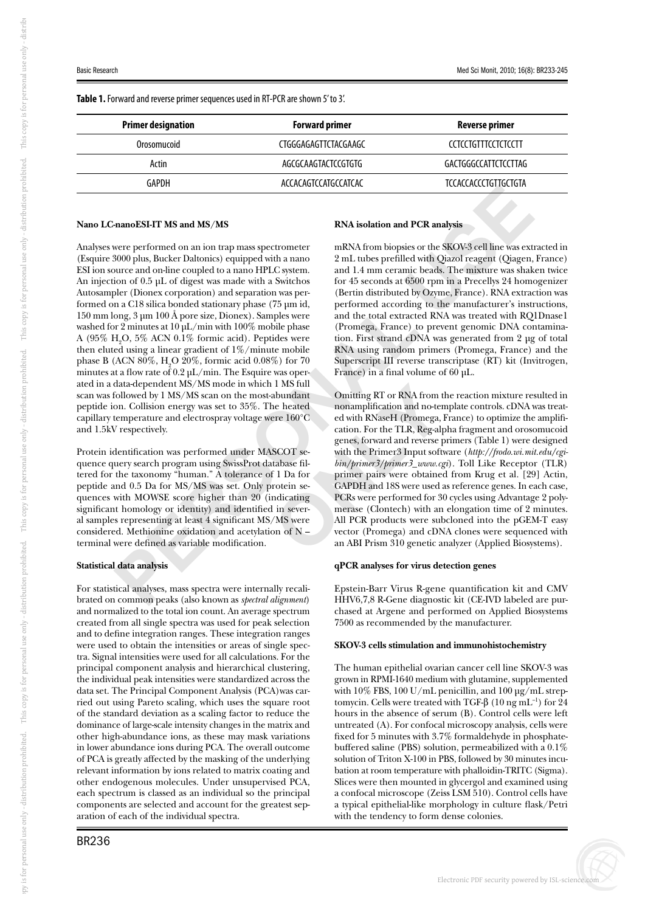**Table 1.** Forward and reverse primer sequences used in RT-PCR are shown 5' to 3'.

| Primer designation | Forward primer | Reverse primer |
|---|---|---|
| Orosomucoid | CTGGGAGAGTTCTACGAAGC | CCTCCTGTTTCCTCTCCTT |
| Actin | AGCGCAAGTACTCCGTGTG | GACTGGGCCATTCTCCTTAG |
| GAPDH | ACCACAGTCCATGCCATCAC | TCCACCACCCTGTTGCTGTA |

#### Nano LC-nanoESI-IT MS and MS/MS

Analyses were performed on an ion trap mass spectrometer (Esquire 3000 plus, Bucker Daltonics) equipped with a nano ESI ion source and on-line coupled to a nano HPLC system. An injection of 0.5 µL of digest was made with a Switchos Autosampler (Dionex corporation) and separation was performed on a C18 silica bonded stationary phase (75 µm id, 150 mm long, 3 µm 100 Å pore size, Dionex). Samples were washed for 2 minutes at 10 µL/min with 100% mobile phase A (95% $H_2O$, 5% ACN 0.1% formic acid). Peptides were then eluted using a linear gradient of 1%/minute mobile phase B (ACN 80%, $H_2O$ 20%, formic acid 0.08%) for 70 minutes at a flow rate of 0.2 µL/min. The Esquire was operated in a data-dependent MS/MS mode in which 1 MS full scan was followed by 1 MS/MS scan on the most-abundant peptide ion. Collision energy was set to 35%. The heated capillary temperature and electrospray voltage were 160°C and 1.5kV respectively.

Protein identification was performed under MASCOT sequence query search program using SwissProt database filtered for the taxonomy "human." A tolerance of 1 Da for peptide and 0.5 Da for MS/MS was set. Only protein sequences with MOWSE score higher than 20 (indicating significant homology or identity) and identified in several samples representing at least 4 significant MS/MS were considered. Methionine oxidation and acetylation of N – terminal were defined as variable modification.

#### Statistical data analysis

For statistical analyses, mass spectra were internally recalibrated on common peaks (also known as *spectral alignment*) and normalized to the total ion count. An average spectrum created from all single spectra was used for peak selection and to define integration ranges. These integration ranges were used to obtain the intensities or areas of single spectra. Signal intensities were used for all calculations. For the principal component analysis and hierarchical clustering, the individual peak intensities were standardized across the data set. The Principal Component Analysis (PCA)was carried out using Pareto scaling, which uses the square root of the standard deviation as a scaling factor to reduce the dominance of large-scale intensity changes in the matrix and other high-abundance ions, as these may mask variations in lower abundance ions during PCA. The overall outcome of PCA is greatly affected by the masking of the underlying relevant information by ions related to matrix coating and other endogenous molecules. Under unsupervised PCA, each spectrum is classed as an individual so the principal components are selected and account for the greatest separation of each of the individual spectra.

#### RNA isolation and PCR analysis

mRNA from biopsies or the SKOV-3 cell line was extracted in 2 mL tubes prefilled with Qiazol reagent (Qiagen, France) and 1.4 mm ceramic beads. The mixture was shaken twice for 45 seconds at 6500 rpm in a Precellys 24 homogenizer (Bertin distributed by Ozyme, France). RNA extraction was performed according to the manufacturer's instructions, and the total extracted RNA was treated with RQ1Dnase1 (Promega, France) to prevent genomic DNA contamination. First strand cDNA was generated from 2 µg of total RNA using random primers (Promega, France) and the Superscript III reverse transcriptase (RT) kit (Invitrogen, France) in a final volume of 60 µL.

Omitting RT or RNA from the reaction mixture resulted in nonamplification and no-template controls. cDNA was treated with RNaseH (Promega, France) to optimize the amplification. For the TLR, Reg-alpha fragment and orosomucoid genes, forward and reverse primers (Table 1) were designed with the Primer3 Input software (*http://frodo.wi.mit.edu/cgi-bin/primer3/primer3_www.cgi*). Toll Like Receptor (TLR) primer pairs were obtained from Krug et al. [29] Actin, GAPDH and 18S were used as reference genes. In each case, PCRs were performed for 30 cycles using Advantage 2 polymerase (Clontech) with an elongation time of 2 minutes. All PCR products were subcloned into the pGEM-T easy vector (Promega) and cDNA clones were sequenced with an ABI Prism 310 genetic analyzer (Applied Biosystems).

#### qPCR analyses for virus detection genes

Epstein-Barr Virus R-gene quantification kit and CMV HHV6,7,8 R-Gene diagnostic kit (CE-IVD labeled are purchased at Argene and performed on Applied Biosystems 7500 as recommended by the manufacturer.

#### SKOV-3 cells stimulation and immunohistochemistry

The human epithelial ovarian cancer cell line SKOV-3 was grown in RPMI-1640 medium with glutamine, supplemented with 10% FBS, 100 U/mL penicillin, and 100 µg/mL streptomycin. Cells were treated with TGF-β (10 ng $mL^{-1}$) for 24 hours in the absence of serum (B). Control cells were left untreated (A). For confocal microscopy analysis, cells were fixed for 5 minutes with 3.7% formaldehyde in phosphate-buffered saline (PBS) solution, permeabilized with a 0.1% solution of Triton X-100 in PBS, followed by 30 minutes incubation at room temperature with phalloidin-TRITC (Sigma). Slices were then mounted in glycergol and examined using a confocal microscope (Zeiss LSM 510). Control cells have a typical epithelial-like morphology in culture flask/Petri with the tendency to form dense colonies.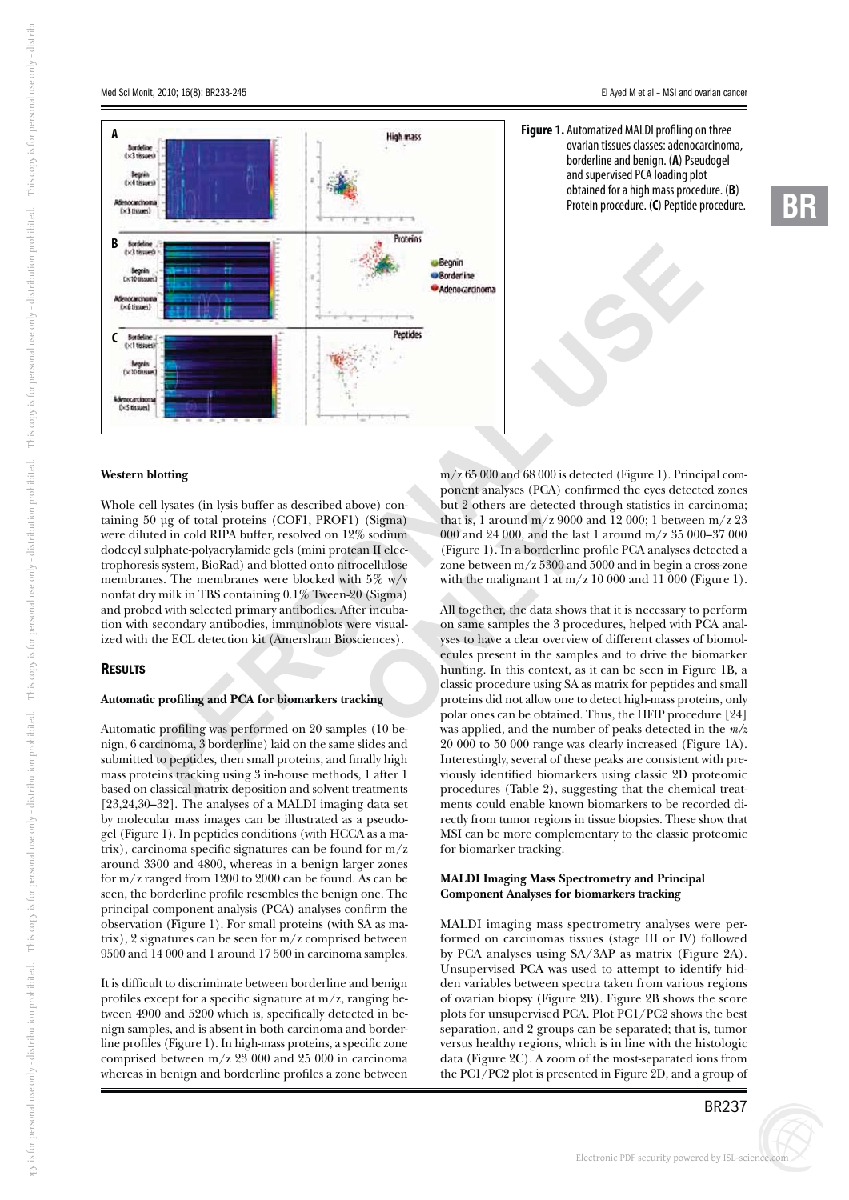**Figure 1.** Automatized MALDI profiling on three ovarian tissues classes: adenocarcinoma, borderline and benign. (**A**) Pseudogel and supervised PCA loading plot obtained for a high mass procedure. (**B**) Protein procedure. (**C**) Peptide procedure.

### Western blotting

Whole cell lysates (in lysis buffer as described above) containing 50 µg of total proteins (COF1, PROF1) (Sigma) were diluted in cold RIPA buffer, resolved on 12% sodium dodecyl sulphate-polyacrylamide gels (mini protean II electrophoresis system, BioRad) and blotted onto nitrocellulose membranes. The membranes were blocked with 5% w/v nonfat dry milk in TBS containing 0.1% Tween-20 (Sigma) and probed with selected primary antibodies. After incubation with secondary antibodies, immunoblots were visualized with the ECL detection kit (Amersham Biosciences).

## RESULTS

### Automatic profiling and PCA for biomarkers tracking

Automatic profiling was performed on 20 samples (10 benign, 6 carcinoma, 3 borderline) laid on the same slides and submitted to peptides, then small proteins, and finally high mass proteins tracking using 3 in-house methods, 1 after 1 based on classical matrix deposition and solvent treatments [23,24,30–32]. The analyses of a MALDI imaging data set by molecular mass images can be illustrated as a pseudogel (Figure 1). In peptides conditions (with HCCA as a matrix), carcinoma specific signatures can be found for m/z around 3300 and 4800, whereas in a benign larger zones for m/z ranged from 1200 to 2000 can be found. As can be seen, the borderline profile resembles the benign one. The principal component analysis (PCA) analyses confirm the observation (Figure 1). For small proteins (with SA as matrix), 2 signatures can be seen for m/z comprised between 9500 and 14 000 and 1 around 17 500 in carcinoma samples.

It is difficult to discriminate between borderline and benign profiles except for a specific signature at m/z, ranging between 4900 and 5200 which is, specifically detected in benign samples, and is absent in both carcinoma and borderline profiles (Figure 1). In high-mass proteins, a specific zone comprised between m/z 23 000 and 25 000 in carcinoma whereas in benign and borderline profiles a zone between m/z 65 000 and 68 000 is detected (Figure 1). Principal component analyses (PCA) confirmed the eyes detected zones but 2 others are detected through statistics in carcinoma; that is, 1 around m/z 9000 and 12 000; 1 between m/z 23 000 and 24 000, and the last 1 around m/z 35 000–37 000 (Figure 1). In a borderline profile PCA analyses detected a zone between m/z 5300 and 5000 and in begin a cross-zone with the malignant 1 at m/z 10 000 and 11 000 (Figure 1).

All together, the data shows that it is necessary to perform on same samples the 3 procedures, helped with PCA analyses to have a clear overview of different classes of biomolecules present in the samples and to drive the biomarker hunting. In this context, as it can be seen in Figure 1B, a classic procedure using SA as matrix for peptides and small proteins did not allow one to detect high-mass proteins, only polar ones can be obtained. Thus, the HFIP procedure [24] was applied, and the number of peaks detected in the *m/z* 20 000 to 50 000 range was clearly increased (Figure 1A). Interestingly, several of these peaks are consistent with previously identified biomarkers using classic 2D proteomic procedures (Table 2), suggesting that the chemical treatments could enable known biomarkers to be recorded directly from tumor regions in tissue biopsies. These show that MSI can be more complementary to the classic proteomic for biomarker tracking.

### MALDI Imaging Mass Spectrometry and Principal Component Analyses for biomarkers tracking

MALDI imaging mass spectrometry analyses were performed on carcinomas tissues (stage III or IV) followed by PCA analyses using SA/3AP as matrix (Figure 2A). Unsupervised PCA was used to attempt to identify hidden variables between spectra taken from various regions of ovarian biopsy (Figure 2B). Figure 2B shows the score plots for unsupervised PCA. Plot PC1/PC2 shows the best separation, and 2 groups can be separated; that is, tumor versus healthy regions, which is in line with the histologic data (Figure 2C). A zoom of the most-separated ions from the PC1/PC2 plot is presented in Figure 2D, and a group of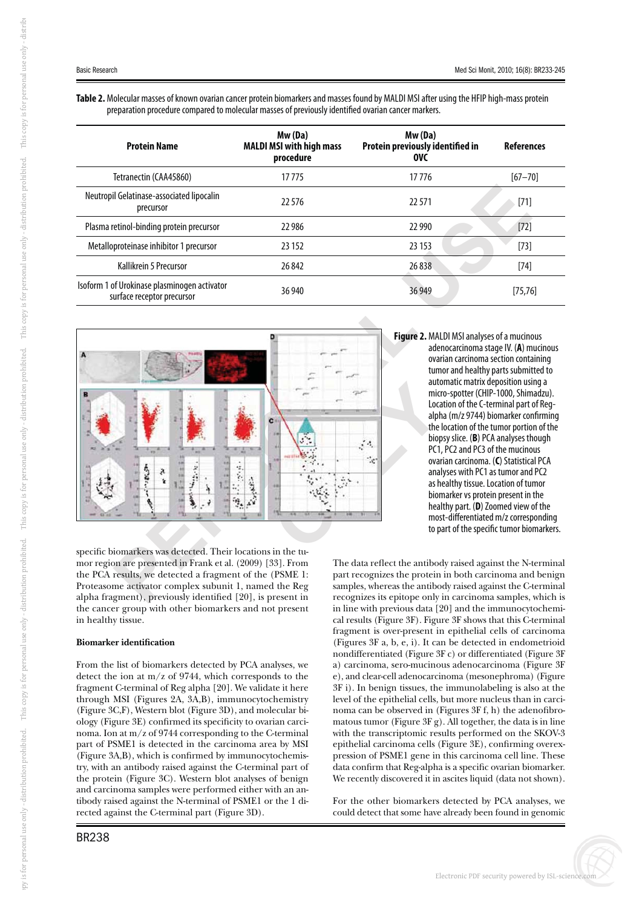**Table 2.** Molecular masses of known ovarian cancer protein biomarkers and masses found by MALDI MSI after using the HFIP high-mass protein preparation procedure compared to molecular masses of previously identified ovarian cancer markers.

| Protein Name | Mw (Da) MALDI MSI with high mass procedure | Mw (Da) Protein previously identified in OVC | References |
|---|---|---|---|
| Tetranectin (CAA45860) | 17 775 | 17 776 | [67–70] |
| Neutropil Gelatinase-associated lipocalin precursor | 22 576 | 22 571 | [71] |
| Plasma retinol-binding protein precursor | 22 986 | 22 990 | [72] |
| Metalloproteinase inhibitor 1 precursor | 23 152 | 23 153 | [73] |
| Kallikrein 5 Precursor | 26 842 | 26 838 | [74] |
| Isoform 1 of Urokinase plasminogen activator surface receptor precursor | 36 940 | 36 949 | [75,76] |

**Figure 2.** MALDI MSI analyses of a mucinous adenocarcinoma stage IV. (**A**) mucinous ovarian carcinoma section containing tumor and healthy parts submitted to automatic matrix deposition using a micro-spotter (CHIP-1000, Shimadzu). Location of the C-terminal part of Reg-alpha (m/z 9744) biomarker confirming the location of the tumor portion of the biopsy slice. (**B**) PCA analyses though PC1, PC2 and PC3 of the mucinous ovarian carcinoma. (**C**) Statistical PCA analyses with PC1 as tumor and PC2 as healthy tissue. Location of tumor biomarker vs protein present in the healthy part. (**D**) Zoomed view of the most-differentiated m/z corresponding to part of the specific tumor biomarkers.

specific biomarkers was detected. Their locations in the tumor region are presented in Frank et al. (2009) [33]. From the PCA results, we detected a fragment of the (PSME 1: Proteasome activator complex subunit 1, named the Reg alpha fragment), previously identified [20], is present in the cancer group with other biomarkers and not present in healthy tissue.

**Biomarker identification**

From the list of biomarkers detected by PCA analyses, we detect the ion at m/z of 9744, which corresponds to the fragment C-terminal of Reg alpha [20]. We validate it here through MSI (Figures 2A, 3A,B), immunocytochemistry (Figure 3C,F), Western blot (Figure 3D), and molecular biology (Figure 3E) confirmed its specificity to ovarian carcinoma. Ion at m/z of 9744 corresponding to the C-terminal part of PSME1 is detected in the carcinoma area by MSI (Figure 3A,B), which is confirmed by immunocytochemistry, with an antibody raised against the C-terminal part of the protein (Figure 3C). Western blot analyses of benign and carcinoma samples were performed either with an antibody raised against the N-terminal of PSME1 or the 1 directed against the C-terminal part (Figure 3D).

The data reflect the antibody raised against the N-terminal part recognizes the protein in both carcinoma and benign samples, whereas the antibody raised against the C-terminal recognizes its epitope only in carcinoma samples, which is in line with previous data [20] and the immunocytochemical results (Figure 3F). Figure 3F shows that this C-terminal fragment is over-present in epithelial cells of carcinoma (Figures 3F a, b, e, i). It can be detected in endometrioid nondifferentiated (Figure 3F c) or differentiated (Figure 3F a) carcinoma, sero-mucinous adenocarcinoma (Figure 3F e), and clear-cell adenocarcinoma (mesonephroma) (Figure 3F i). In benign tissues, the immunolabeling is also at the level of the epithelial cells, but more nucleus than in carcinoma can be observed in (Figures 3F f, h) the adenofibromatous tumor (Figure 3F g). All together, the data is in line with the transcriptomic results performed on the SKOV-3 epithelial carcinoma cells (Figure 3E), confirming overexpression of PSME1 gene in this carcinoma cell line. These data confirm that Reg-alpha is a specific ovarian biomarker. We recently discovered it in ascites liquid (data not shown).

For the other biomarkers detected by PCA analyses, we could detect that some have already been found in genomic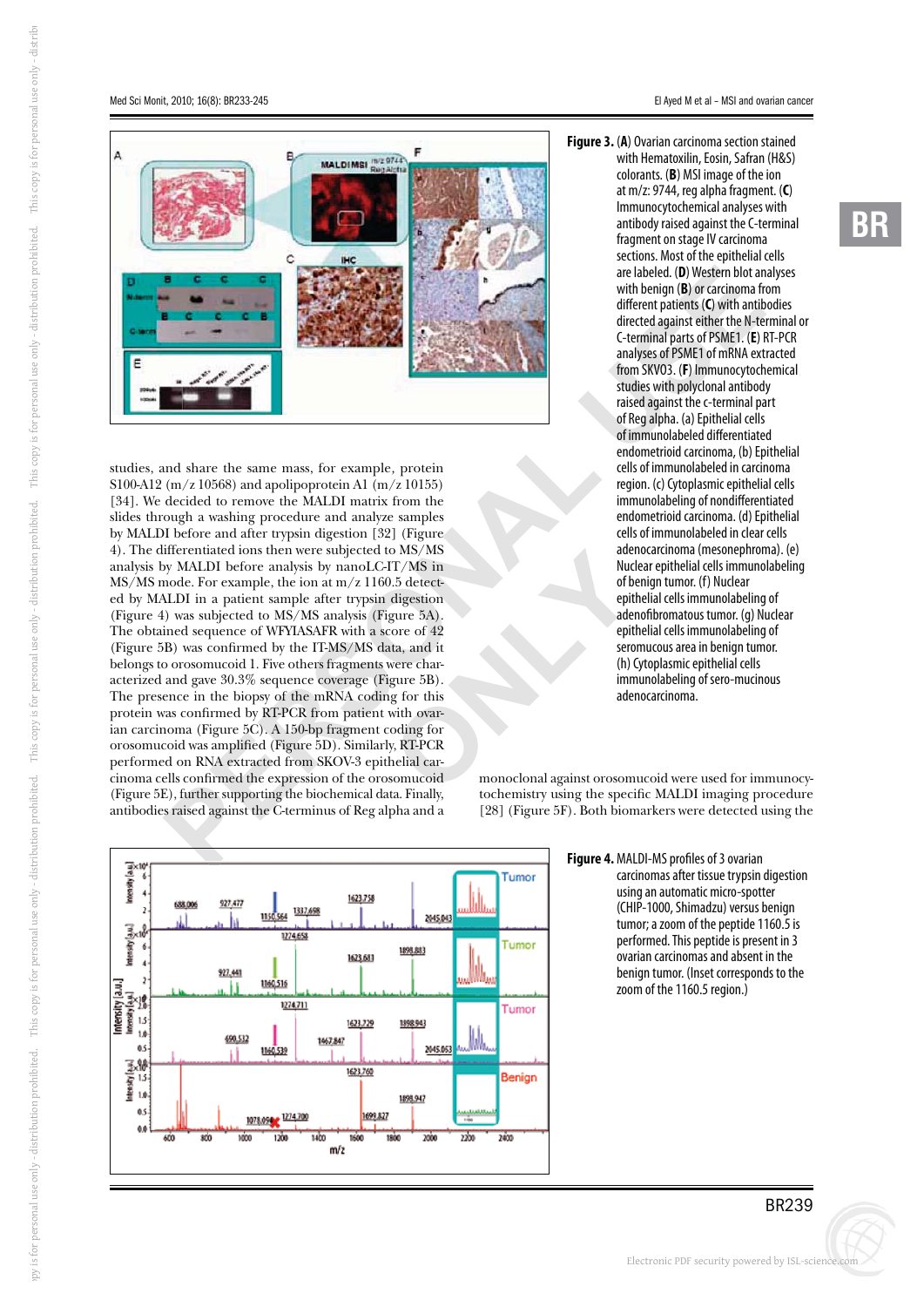**Figure 3.** (**A**) Ovarian carcinoma section stained with Hematoxilin, Eosin, Safran (H&S) colorants. (**B**) MSI image of the ion at m/z: 9744, reg alpha fragment. (**C**) Immunocytochemical analyses with antibody raised against the C-terminal fragment on stage IV carcinoma sections. Most of the epithelial cells are labeled. (**D**) Western blot analyses with benign (**B**) or carcinoma from different patients (**C**) with antibodies directed against either the N-terminal or C-terminal parts of PSME1. (**E**) RT-PCR analyses of PSME1 of mRNA extracted from SKVO3. (**F**) Immunocytochemical studies with polyclonal antibody raised against the c-terminal part of Reg alpha. (a) Epithelial cells of immunolabeled differentiated endometrioid carcinoma, (b) Epithelial cells of immunolabeled in carcinoma region. (c) Cytoplasmic epithelial cells immunolabeling of nondifferentiated endometrioid carcinoma. (d) Epithelial cells of immunolabeled in clear cells adenocarcinoma (mesonephroma). (e) Nuclear epithelial cells immunolabeling of benign tumor. (f) Nuclear epithelial cells immunolabeling of adenofibromatous tumor. (g) Nuclear epithelial cells immunolabeling of seromucous area in benign tumor. (h) Cytoplasmic epithelial cells immunolabeling of sero-mucinous adenocarcinoma.

studies, and share the same mass, for example, protein S100-A12 (m/z 10568) and apolipoprotein A1 (m/z 10155) [34]. We decided to remove the MALDI matrix from the slides through a washing procedure and analyze samples by MALDI before and after trypsin digestion [32] (Figure 4). The differentiated ions then were subjected to MS/MS analysis by MALDI before analysis by nanoLC-IT/MS in MS/MS mode. For example, the ion at m/z 1160.5 detected by MALDI in a patient sample after trypsin digestion (Figure 4) was subjected to MS/MS analysis (Figure 5A). The obtained sequence of WFYIASAFR with a score of 42 (Figure 5B) was confirmed by the IT-MS/MS data, and it belongs to orosomucoid 1. Five others fragments were characterized and gave 30.3% sequence coverage (Figure 5B). The presence in the biopsy of the mRNA coding for this protein was confirmed by RT-PCR from patient with ovarian carcinoma (Figure 5C). A 150-bp fragment coding for orosomucoid was amplified (Figure 5D). Similarly, RT-PCR performed on RNA extracted from SKOV-3 epithelial carcinoma cells confirmed the expression of the orosomucoid (Figure 5E), further supporting the biochemical data. Finally, antibodies raised against the C-terminus of Reg alpha and a monoclonal against orosomucoid were used for immunocytochemistry using the specific MALDI imaging procedure [28] (Figure 5F). Both biomarkers were detected using the

**Figure 4.** MALDI-MS profiles of 3 ovarian carcinomas after tissue trypsin digestion using an automatic micro-spotter (CHIP-1000, Shimadzu) versus benign tumor; a zoom of the peptide 1160.5 is performed. This peptide is present in 3 ovarian carcinomas and absent in the benign tumor. (Inset corresponds to the zoom of the 1160.5 region.)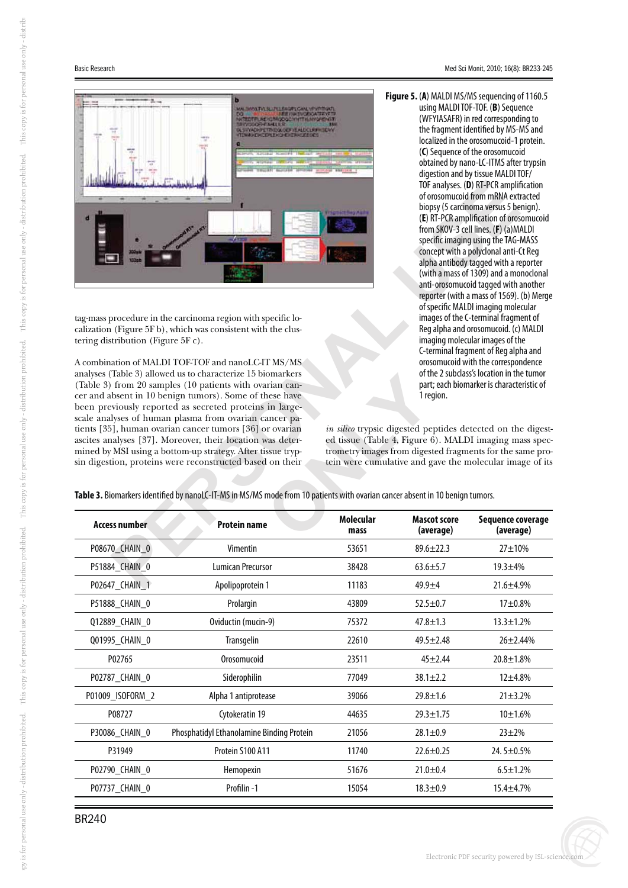**Figure 5.** (**A**) MALDI MS/MS sequencing of 1160.5 using MALDI TOF-TOF. (**B**) Sequence (WFYIASAFR) in red corresponding to the fragment identified by MS-MS and localized in the orosomucoid-1 protein. (**C**) Sequence of the orosomucoid obtained by nano-LC-ITMS after trypsin digestion and by tissue MALDI TOF/TOF analyses. (**D**) RT-PCR amplification of orosomucoid from mRNA extracted biopsy (5 carcinoma versus 5 benign). (**E**) RT-PCR amplification of orosomucoid from SKOV-3 cell lines. (**F**) (a)MALDI specific imaging using the TAG-MASS concept with a polyclonal anti-Ct Reg alpha antibody tagged with a reporter (with a mass of 1309) and a monoclonal anti-orosomucoid tagged with another reporter (with a mass of 1569). (b) Merge of specific MALDI imaging molecular images of the C-terminal fragment of Reg alpha and orosomucoid. (c) MALDI imaging molecular images of the C-terminal fragment of Reg alpha and orosomucoid with the correspondence of the 2 subclass's location in the tumor part; each biomarker is characteristic of 1 region.

tag-mass procedure in the carcinoma region with specific localization (Figure 5F b), which was consistent with the clustering distribution (Figure 5F c).

A combination of MALDI TOF-TOF and nanoLC-IT MS/MS analyses (Table 3) allowed us to characterize 15 biomarkers (Table 3) from 20 samples (10 patients with ovarian cancer and absent in 10 benign tumors). Some of these have been previously reported as secreted proteins in large-scale analyses of human plasma from ovarian cancer patients [35], human ovarian cancer tumors [36] or ovarian ascites analyses [37]. Moreover, their location was determined by MSI using a bottom-up strategy. After tissue trypsin digestion, proteins were reconstructed based on their *in silico* trypsic digested peptides detected on the digested tissue (Table 4, Figure 6). MALDI imaging mass spectrometry images from digested fragments for the same protein were cumulative and gave the molecular image of its

**Table 3.** Biomarkers identified by nanoLC-IT-MS in MS/MS mode from 10 patients with ovarian cancer absent in 10 benign tumors.

| Access number | Protein name | Molecular mass | Mascot score (average) | Sequence coverage (average) |
|---|---|---|---|---|
| P08670_CHAIN_0 | Vimentin | 53651 | 89.6±22.3 | 27±10% |
| P51884_CHAIN_0 | Lumican Precursor | 38428 | 63.6±5.7 | 19.3±4% |
| P02647_CHAIN_1 | Apolipoprotein 1 | 11183 | 49.9±4 | 21.6±4.9% |
| P51888_CHAIN_0 | Prolargin | 43809 | 52.5±0.7 | 17±0.8% |
| Q12889_CHAIN_0 | Oviductin (mucin-9) | 75372 | 47.8±1.3 | 13.3±1.2% |
| Q01995_CHAIN_0 | Transgelin | 22610 | 49.5±2.48 | 26±2.44% |
| P02765 | Orosomucoid | 23511 | 45±2.44 | 20.8±1.8% |
| P02787_CHAIN_0 | Siderophilin | 77049 | 38.1±2.2 | 12±4.8% |
| P01009_ISOFORM_2 | Alpha 1 antiprotease | 39066 | 29.8±1.6 | 21±3.2% |
| P08727 | Cytokeratin 19 | 44635 | 29.3±1.75 | 10±1.6% |
| P30086_CHAIN_0 | Phosphatidyl Ethanolamine Binding Protein | 21056 | 28.1±0.9 | 23±2% |
| P31949 | Protein S100 A11 | 11740 | 22.6±0.25 | 24. 5±0.5% |
| P02790_CHAIN_0 | Hemopexin | 51676 | 21.0±0.4 | 6.5±1.2% |
| P07737_CHAIN_0 | Profilin -1 | 15054 | 18.3±0.9 | 15.4±4.7% |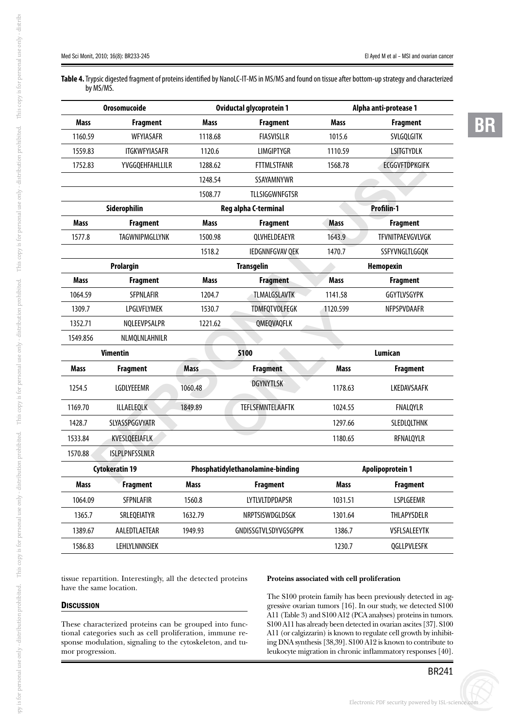**Table 4.** Trypsic digested fragment of proteins identified by NanoLC-IT-MS in MS/MS and found on tissue after bottom-up strategy and characterized by MS/MS.

| Orosomucoide | | Oviductal glycoprotein 1 | | Alpha anti-protease 1 | |
|---|---|---|---|---|---|
| **Mass** | **Fragment** | **Mass** | **Fragment** | **Mass** | **Fragment** |
| 1160.59 | WFYIASAFR | 1118.68 | FIASVISLLR | 1015.6 | SVLGQLGITK |
| 1559.83 | ITGKWFYIASAFR | 1120.6 | LIMGIPTYGR | 1110.59 | LSITGTYDLK |
| 1752.83 | YVGGQEHFAHLLILR | 1288.62 | FTTMLSTFANR | 1568.78 | ECGGVFTDPKGIFK |
| | | 1248.54 | SSAYAMNYWR | | |
| | | 1508.77 | TLLSIGGWNFGTSR | | |
| **Siderophilin** | | **Reg alpha C-terminal** | | **Profilin-1** | |
| **Mass** | **Fragment** | **Mass** | **Fragment** | **Mass** | **Fragment** |
| 1577.8 | TAGWNIPMGLLYNK | 1500.98 | QLVHELDEAEYR | 1643.9 | TFVNITPAEVGVLVGK |
| | | 1518.2 | IEDGNNFGVAV QEK | 1470.7 | SSFYVNGLTLGGQK |
| **Prolargin** | | **Transgelin** | | **Hemopexin** | |
| **Mass** | **Fragment** | **Mass** | **Fragment** | **Mass** | **Fragment** |
| 1064.59 | SFPNLAFIR | 1204.7 | TLMALGSLAVTK | 1141.58 | GGYTLVSGYPK |
| 1309.7 | LPGLVFLYMEK | 1530.7 | TDMFQTVDLFEGK | 1120.599 | NFPSPVDAAFR |
| 1352.71 | NQLEEVPSALPR | 1221.62 | QMEQVAQFLK | | |
| 1549.856 | NLMQLNLAHNILR | | | | |
| **Vimentin** | | **S100** | | **Lumican** | |
| **Mass** | **Fragment** | **Mass** | **Fragment** | **Mass** | **Fragment** |
| 1254.5 | LGDLYEEEMR | 1060.48 | DGYNYTLSK | 1178.63 | LKEDAVSAAFK |
| 1169.70 | ILLAELEQLK | 1849.89 | TEFLSFMNTELAAFTK | 1024.55 | FNALQYLR |
| 1428.7 | SLYASSPGGVYATR | | | 1297.66 | SLEDLQLTHNK |
| 1533.84 | KVESLQEEIAFLK | | | 1180.65 | RFNALQYLR |
| 1570.88 | ISLPLPNFSSLNLR | | | | |
| **Cytokeratin 19** | | **Phosphatidylethanolamine-binding** | | **Apolipoprotein 1** | |
| **Mass** | **Fragment** | **Mass** | **Fragment** | **Mass** | **Fragment** |
| 1064.09 | SFPNLAFIR | 1560.8 | LYTLVLTDPDAPSR | 1031.51 | LSPLGEEMR |
| 1365.7 | SRLEQEIATYR | 1632.79 | NRPTSISWDGLDSGK | 1301.64 | THLAPYSDELR |
| 1389.67 | AALEDTLAETEAR | 1949.93 | GNDISSGTVLSDYVGSGPPK | 1386.7 | VSFLSALEEYTK |
| 1586.83 | LEHLYLNNNSIEK | | | 1230.7 | QGLLPVLESFK |

tissue repartition. Interestingly, all the detected proteins have the same location.

## Discussion

These characterized proteins can be grouped into functional categories such as cell proliferation, immune response modulation, signaling to the cytoskeleton, and tumor progression.

### Proteins associated with cell proliferation

The S100 protein family has been previously detected in aggressive ovarian tumors [16]. In our study, we detected S100 A11 (Table 3) and S100 A12 (PCA analyses) proteins in tumors. S100 A11 has already been detected in ovarian ascites [37]. S100 A11 (or calgizzarin) is known to regulate cell growth by inhibiting DNA synthesis [38,39]. S100 A12 is known to contribute to leukocyte migration in chronic inflammatory responses [40].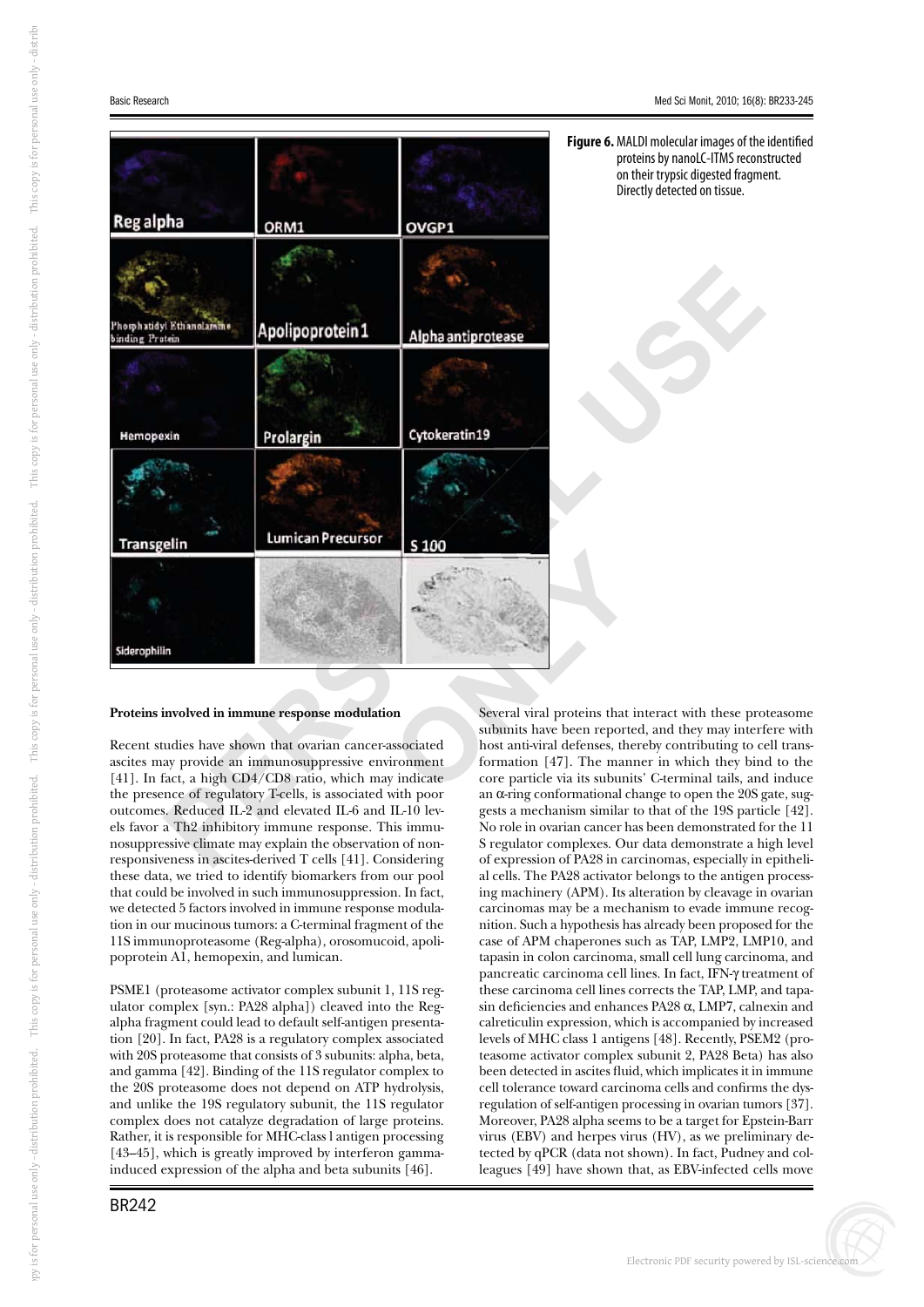**Figure 6.** MALDI molecular images of the identified proteins by nanoLC-ITMS reconstructed on their trypsic digested fragment. Directly detected on tissue.

#### Proteins involved in immune response modulation

Recent studies have shown that ovarian cancer-associated ascites may provide an immunosuppressive environment [41]. In fact, a high CD4/CD8 ratio, which may indicate the presence of regulatory T-cells, is associated with poor outcomes. Reduced IL-2 and elevated IL-6 and IL-10 levels favor a Th2 inhibitory immune response. This immunosuppressive climate may explain the observation of nonresponsiveness in ascites-derived T cells [41]. Considering these data, we tried to identify biomarkers from our pool that could be involved in such immunosuppression. In fact, we detected 5 factors involved in immune response modulation in our mucinous tumors: a C-terminal fragment of the 11S immunoproteasome (Reg-alpha), orosomucoid, apolipoprotein A1, hemopexin, and lumican.

PSME1 (proteasome activator complex subunit 1, 11S regulator complex [syn.: PA28 alpha]) cleaved into the Reg-alpha fragment could lead to default self-antigen presentation [20]. In fact, PA28 is a regulatory complex associated with 20S proteasome that consists of 3 subunits: alpha, beta, and gamma [42]. Binding of the 11S regulator complex to the 20S proteasome does not depend on ATP hydrolysis, and unlike the 19S regulatory subunit, the 11S regulator complex does not catalyze degradation of large proteins. Rather, it is responsible for MHC-class I antigen processing [43–45], which is greatly improved by interferon gamma-induced expression of the alpha and beta subunits [46].

Several viral proteins that interact with these proteasome subunits have been reported, and they may interfere with host anti-viral defenses, thereby contributing to cell transformation [47]. The manner in which they bind to the core particle via its subunits' C-terminal tails, and induce an α-ring conformational change to open the 20S gate, suggests a mechanism similar to that of the 19S particle [42]. No role in ovarian cancer has been demonstrated for the 11 S regulator complexes. Our data demonstrate a high level of expression of PA28 in carcinomas, especially in epithelial cells. The PA28 activator belongs to the antigen processing machinery (APM). Its alteration by cleavage in ovarian carcinomas may be a mechanism to evade immune recognition. Such a hypothesis has already been proposed for the case of APM chaperones such as TAP, LMP2, LMP10, and tapasin in colon carcinoma, small cell lung carcinoma, and pancreatic carcinoma cell lines. In fact, IFN-γ treatment of these carcinoma cell lines corrects the TAP, LMP, and tapasin deficiencies and enhances PA28 α, LMP7, calnexin and calreticulin expression, which is accompanied by increased levels of MHC class 1 antigens [48]. Recently, PSEM2 (proteasome activator complex subunit 2, PA28 Beta) has also been detected in ascites fluid, which implicates it in immune cell tolerance toward carcinoma cells and confirms the dysregulation of self-antigen processing in ovarian tumors [37]. Moreover, PA28 alpha seems to be a target for Epstein-Barr virus (EBV) and herpes virus (HV), as we preliminary detected by qPCR (data not shown). In fact, Pudney and colleagues [49] have shown that, as EBV-infected cells move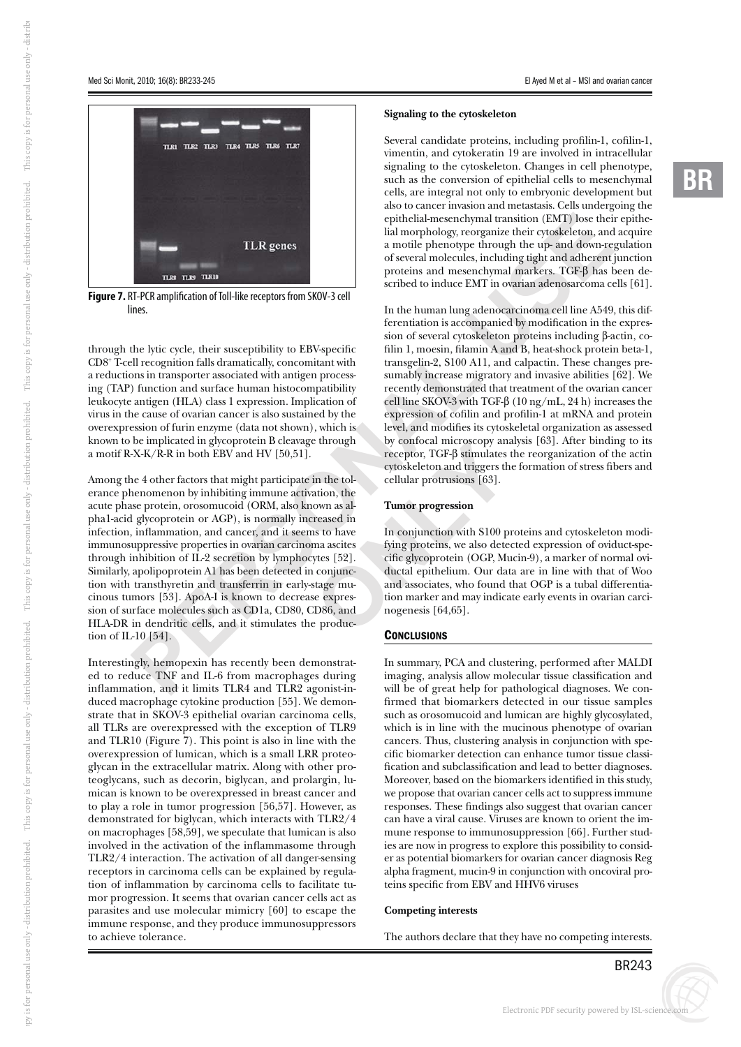**Figure 7.** RT-PCR amplification of Toll-like receptors from SKOV-3 cell lines.

through the lytic cycle, their susceptibility to EBV-specific $CD8^+$ T-cell recognition falls dramatically, concomitant with a reductions in transporter associated with antigen processing (TAP) function and surface human histocompatibility leukocyte antigen (HLA) class 1 expression. Implication of virus in the cause of ovarian cancer is also sustained by the overexpression of furin enzyme (data not shown), which is known to be implicated in glycoprotein B cleavage through a motif R-X-K/R-R in both EBV and HV [50,51].

Among the 4 other factors that might participate in the tolerance phenomenon by inhibiting immune activation, the acute phase protein, orosomucoid (ORM, also known as alpha1-acid glycoprotein or AGP), is normally increased in infection, inflammation, and cancer, and it seems to have immunosuppressive properties in ovarian carcinoma ascites through inhibition of IL-2 secretion by lymphocytes [52]. Similarly, apolipoprotein A1 has been detected in conjunction with transthyretin and transferrin in early-stage mucinous tumors [53]. ApoA-I is known to decrease expression of surface molecules such as CD1a, CD80, CD86, and HLA-DR in dendritic cells, and it stimulates the production of IL-10 [54].

Interestingly, hemopexin has recently been demonstrated to reduce TNF and IL-6 from macrophages during inflammation, and it limits TLR4 and TLR2 agonist-induced macrophage cytokine production [55]. We demonstrate that in SKOV-3 epithelial ovarian carcinoma cells, all TLRs are overexpressed with the exception of TLR9 and TLR10 (Figure 7). This point is also in line with the overexpression of lumican, which is a small LRR proteoglycan in the extracellular matrix. Along with other proteoglycans, such as decorin, biglycan, and prolargin, lumican is known to be overexpressed in breast cancer and to play a role in tumor progression [56,57]. However, as demonstrated for biglycan, which interacts with TLR2/4 on macrophages [58,59], we speculate that lumican is also involved in the activation of the inflammasome through TLR2/4 interaction. The activation of all danger-sensing receptors in carcinoma cells can be explained by regulation of inflammation by carcinoma cells to facilitate tumor progression. It seems that ovarian cancer cells act as parasites and use molecular mimicry [60] to escape the immune response, and they produce immunosuppressors to achieve tolerance.

### Signaling to the cytoskeleton

Several candidate proteins, including profilin-1, cofilin-1, vimentin, and cytokeratin 19 are involved in intracellular signaling to the cytoskeleton. Changes in cell phenotype, such as the conversion of epithelial cells to mesenchymal cells, are integral not only to embryonic development but also to cancer invasion and metastasis. Cells undergoing the epithelial-mesenchymal transition (EMT) lose their epithelial morphology, reorganize their cytoskeleton, and acquire a motile phenotype through the up- and down-regulation of several molecules, including tight and adherent junction proteins and mesenchymal markers. TGF-β has been described to induce EMT in ovarian adenosarcoma cells [61].

In the human lung adenocarcinoma cell line A549, this differentiation is accompanied by modification in the expression of several cytoskeleton proteins including β-actin, cofilin 1, moesin, filamin A and B, heat-shock protein beta-1, transgelin-2, S100 A11, and calpactin. These changes presumably increase migratory and invasive abilities [62]. We recently demonstrated that treatment of the ovarian cancer cell line SKOV-3 with TGF-β (10 ng/mL, 24 h) increases the expression of cofilin and profilin-1 at mRNA and protein level, and modifies its cytoskeletal organization as assessed by confocal microscopy analysis [63]. After binding to its receptor, TGF-β stimulates the reorganization of the actin cytoskeleton and triggers the formation of stress fibers and cellular protrusions [63].

### Tumor progression

In conjunction with S100 proteins and cytoskeleton modifying proteins, we also detected expression of oviduct-specific glycoprotein (OGP, Mucin-9), a marker of normal oviductal epithelium. Our data are in line with that of Woo and associates, who found that OGP is a tubal differentiation marker and may indicate early events in ovarian carcinogenesis [64,65].

## Conclusions

In summary, PCA and clustering, performed after MALDI imaging, analysis allow molecular tissue classification and will be of great help for pathological diagnoses. We confirmed that biomarkers detected in our tissue samples such as orosomucoid and lumican are highly glycosylated, which is in line with the mucinous phenotype of ovarian cancers. Thus, clustering analysis in conjunction with specific biomarker detection can enhance tumor tissue classification and subclassification and lead to better diagnoses. Moreover, based on the biomarkers identified in this study, we propose that ovarian cancer cells act to suppress immune responses. These findings also suggest that ovarian cancer can have a viral cause. Viruses are known to orient the immune response to immunosuppression [66]. Further studies are now in progress to explore this possibility to consider as potential biomarkers for ovarian cancer diagnosis Reg alpha fragment, mucin-9 in conjunction with oncoviral proteins specific from EBV and HHV6 viruses

### Competing interests

The authors declare that they have no competing interests.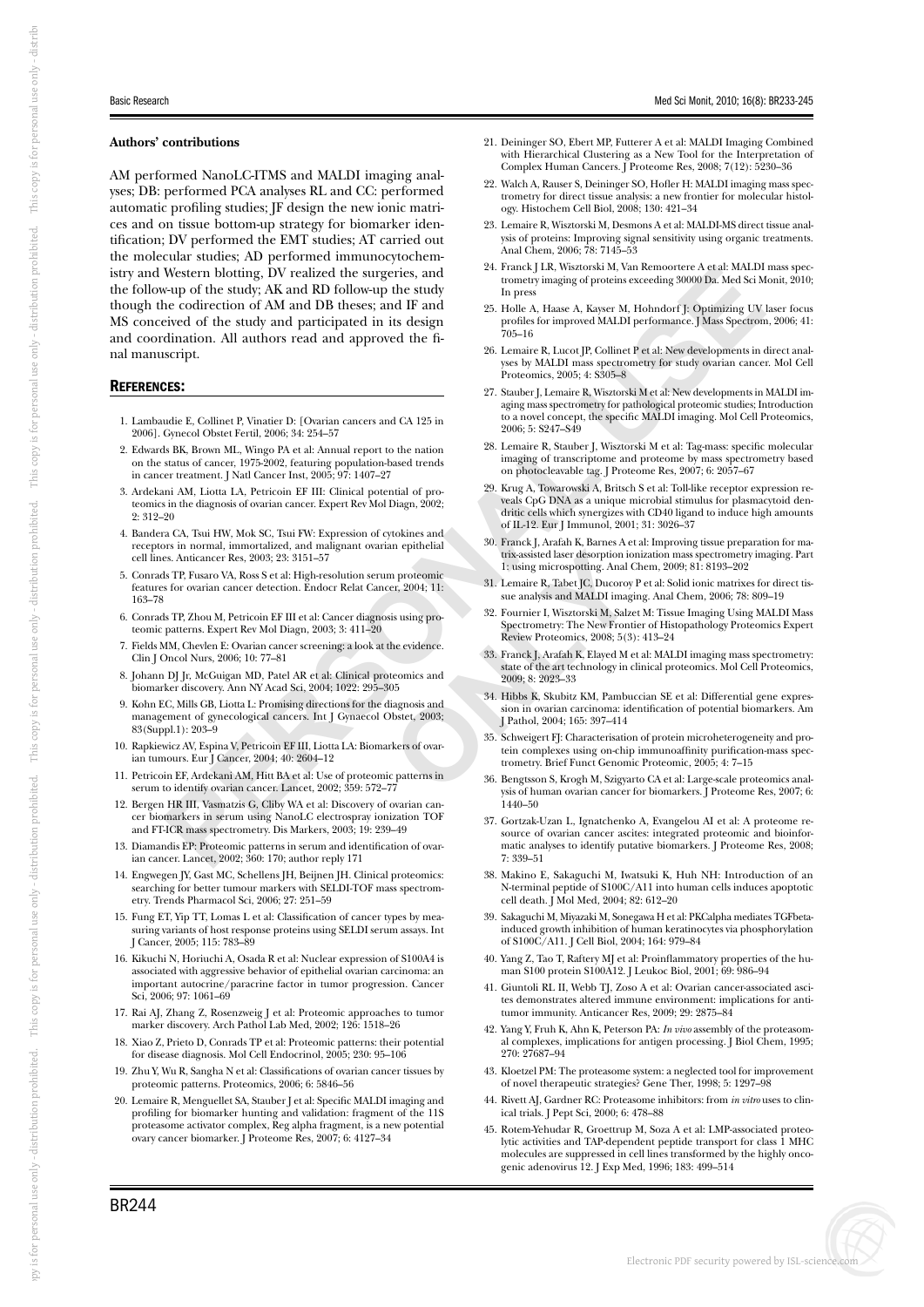#### Authors' contributions

AM performed NanoLC-ITMS and MALDI imaging analyses; DB: performed PCA analyses RL and CC: performed automatic profiling studies; JF design the new ionic matrices and on tissue bottom-up strategy for biomarker identification; DV performed the EMT studies; AT carried out the molecular studies; AD performed immunocytochemistry and Western blotting, DV realized the surgeries, and the follow-up of the study; AK and RD follow-up the study though the codirection of AM and DB theses; and IF and MS conceived of the study and participated in its design and coordination. All authors read and approved the final manuscript.

## References:

1. Lambaudie E, Collinet P, Vinatier D: [Ovarian cancers and CA 125 in 2006]. Gynecol Obstet Fertil, 2006; 34: 254–57
2. Edwards BK, Brown ML, Wingo PA et al: Annual report to the nation on the status of cancer, 1975-2002, featuring population-based trends in cancer treatment. J Natl Cancer Inst, 2005; 97: 1407–27
3. Ardekani AM, Liotta LA, Petricoin EF III: Clinical potential of proteomics in the diagnosis of ovarian cancer. Expert Rev Mol Diagn, 2002; 2: 312–20
4. Bandera CA, Tsui HW, Mok SC, Tsui FW: Expression of cytokines and receptors in normal, immortalized, and malignant ovarian epithelial cell lines. Anticancer Res, 2003; 23: 3151–57
5. Conrads TP, Fusaro VA, Ross S et al: High-resolution serum proteomic features for ovarian cancer detection. Endocr Relat Cancer, 2004; 11: 163–78
6. Conrads TP, Zhou M, Petricoin EF III et al: Cancer diagnosis using proteomic patterns. Expert Rev Mol Diagn, 2003; 3: 411–20
7. Fields MM, Chevlen E: Ovarian cancer screening: a look at the evidence. Clin J Oncol Nurs, 2006; 10: 77–81
8. Johann DJ Jr, McGuigan MD, Patel AR et al: Clinical proteomics and biomarker discovery. Ann NY Acad Sci, 2004; 1022: 295–305
9. Kohn EC, Mills GB, Liotta L: Promising directions for the diagnosis and management of gynecological cancers. Int J Gynaecol Obstet, 2003; 83(Suppl.1): 203–9
10. Rapkiewicz AV, Espina V, Petricoin EF III, Liotta LA: Biomarkers of ovarian tumours. Eur J Cancer, 2004; 40: 2604–12
11. Petricoin EF, Ardekani AM, Hitt BA et al: Use of proteomic patterns in serum to identify ovarian cancer. Lancet, 2002; 359: 572–77
12. Bergen HR III, Vasmatzis G, Cliby WA et al: Discovery of ovarian cancer biomarkers in serum using NanoLC electrospray ionization TOF and FT-ICR mass spectrometry. Dis Markers, 2003; 19: 239–49
13. Diamandis EP: Proteomic patterns in serum and identification of ovarian cancer. Lancet, 2002; 360: 170; author reply 171
14. Engwegen JY, Gast MC, Schellens JH, Beijnen JH. Clinical proteomics: searching for better tumour markers with SELDI-TOF mass spectrometry. Trends Pharmacol Sci, 2006; 27: 251–59
15. Fung ET, Yip TT, Lomas L et al: Classification of cancer types by measuring variants of host response proteins using SELDI serum assays. Int J Cancer, 2005; 115: 783–89
16. Kikuchi N, Horiuchi A, Osada R et al: Nuclear expression of S100A4 is associated with aggressive behavior of epithelial ovarian carcinoma: an important autocrine/paracrine factor in tumor progression. Cancer Sci, 2006; 97: 1061–69
17. Rai AJ, Zhang Z, Rosenzweig J et al: Proteomic approaches to tumor marker discovery. Arch Pathol Lab Med, 2002; 126: 1518–26
18. Xiao Z, Prieto D, Conrads TP et al: Proteomic patterns: their potential for disease diagnosis. Mol Cell Endocrinol, 2005; 230: 95–106
19. Zhu Y, Wu R, Sangha N et al: Classifications of ovarian cancer tissues by proteomic patterns. Proteomics, 2006; 6: 5846–56
20. Lemaire R, Menguellet SA, Stauber J et al: Specific MALDI imaging and profiling for biomarker hunting and validation: fragment of the 11S proteasome activator complex, Reg alpha fragment, is a new potential ovary cancer biomarker. J Proteome Res, 2007; 6: 4127–34
21. Deininger SO, Ebert MP, Futterer A et al: MALDI Imaging Combined with Hierarchical Clustering as a New Tool for the Interpretation of Complex Human Cancers. J Proteome Res, 2008; 7(12): 5230–36
22. Walch A, Rauser S, Deininger SO, Hofler H: MALDI imaging mass spectrometry for direct tissue analysis: a new frontier for molecular histology. Histochem Cell Biol, 2008; 130: 421–34
23. Lemaire R, Wisztorski M, Desmons A et al: MALDI-MS direct tissue analysis of proteins: Improving signal sensitivity using organic treatments. Anal Chem, 2006; 78: 7145–53
24. Franck J LR, Wisztorski M, Van Remoortere A et al: MALDI mass spectrometry imaging of proteins exceeding 30000 Da. Med Sci Monit, 2010; In press
25. Holle A, Haase A, Kayser M, Hohndorf J: Optimizing UV laser focus profiles for improved MALDI performance. J Mass Spectrom, 2006; 41: 705–16
26. Lemaire R, Lucot JP, Collinet P et al: New developments in direct analyses by MALDI mass spectrometry for study ovarian cancer. Mol Cell Proteomics, 2005; 4: S305–8
27. Stauber J, Lemaire R, Wisztorski M et al: New developments in MALDI imaging mass spectrometry for pathological proteomic studies; Introduction to a novel concept, the specific MALDI imaging. Mol Cell Proteomics, 2006; 5: S247–S49
28. Lemaire R, Stauber J, Wisztorski M et al: Tag-mass: specific molecular imaging of transcriptome and proteome by mass spectrometry based on photocleavable tag. J Proteome Res, 2007; 6: 2057–67
29. Krug A, Towarowski A, Britsch S et al: Toll-like receptor expression reveals CpG DNA as a unique microbial stimulus for plasmacytoid dendritic cells which synergizes with CD40 ligand to induce high amounts of IL-12. Eur J Immunol, 2001; 31: 3026–37
30. Franck J, Arafah K, Barnes A et al: Improving tissue preparation for matrix-assisted laser desorption ionization mass spectrometry imaging. Part 1: using microspotting. Anal Chem, 2009; 81: 8193–202
31. Lemaire R, Tabet JC, Ducoroy P et al: Solid ionic matrixes for direct tissue analysis and MALDI imaging. Anal Chem, 2006; 78: 809–19
32. Fournier I, Wisztorski M, Salzet M: Tissue Imaging Using MALDI Mass Spectrometry: The New Frontier of Histopathology Proteomics Expert Review Proteomics, 2008; 5(3): 413–24
33. Franck J, Arafah K, Elayed M et al: MALDI imaging mass spectrometry: state of the art technology in clinical proteomics. Mol Cell Proteomics, 2009; 8: 2023–33
34. Hibbs K, Skubitz KM, Pambuccian SE et al: Differential gene expression in ovarian carcinoma: identification of potential biomarkers. Am J Pathol, 2004; 165: 397–414
35. Schweigert FJ: Characterisation of protein microheterogeneity and protein complexes using on-chip immunoaffinity purification-mass spectrometry. Brief Funct Genomic Proteomic, 2005; 4: 7–15
36. Bengtsson S, Krogh M, Szigyarto CA et al: Large-scale proteomics analysis of human ovarian cancer for biomarkers. J Proteome Res, 2007; 6: 1440–50
37. Gortzak-Uzan L, Ignatchenko A, Evangelou AI et al: A proteome resource of ovarian cancer ascites: integrated proteomic and bioinformatic analyses to identify putative biomarkers. J Proteome Res, 2008; 7: 339–51
38. Makino E, Sakaguchi M, Iwatsuki K, Huh NH: Introduction of an N-terminal peptide of S100C/A11 into human cells induces apoptotic cell death. J Mol Med, 2004; 82: 612–20
39. Sakaguchi M, Miyazaki M, Sonegawa H et al: PKCalpha mediates TGFbeta-induced growth inhibition of human keratinocytes via phosphorylation of S100C/A11. J Cell Biol, 2004; 164: 979–84
40. Yang Z, Tao T, Raftery MJ et al: Proinflammatory properties of the human S100 protein S100A12. J Leukoc Biol, 2001; 69: 986–94
41. Giuntoli RL II, Webb TJ, Zoso A et al: Ovarian cancer-associated ascites demonstrates altered immune environment: implications for antitumor immunity. Anticancer Res, 2009; 29: 2875–84
42. Yang Y, Fruh K, Ahn K, Peterson PA: *In vivo* assembly of the proteasomal complexes, implications for antigen processing. J Biol Chem, 1995; 270: 27687–94
43. Kloetzel PM: The proteasome system: a neglected tool for improvement of novel therapeutic strategies? Gene Ther, 1998; 5: 1297–98
44. Rivett AJ, Gardner RC: Proteasome inhibitors: from *in vitro* uses to clinical trials. J Pept Sci, 2000; 6: 478–88
45. Rotem-Yehudar R, Groettrup M, Soza A et al: LMP-associated proteolytic activities and TAP-dependent peptide transport for class 1 MHC molecules are suppressed in cell lines transformed by the highly oncogenic adenovirus 12. J Exp Med, 1996; 183: 499–514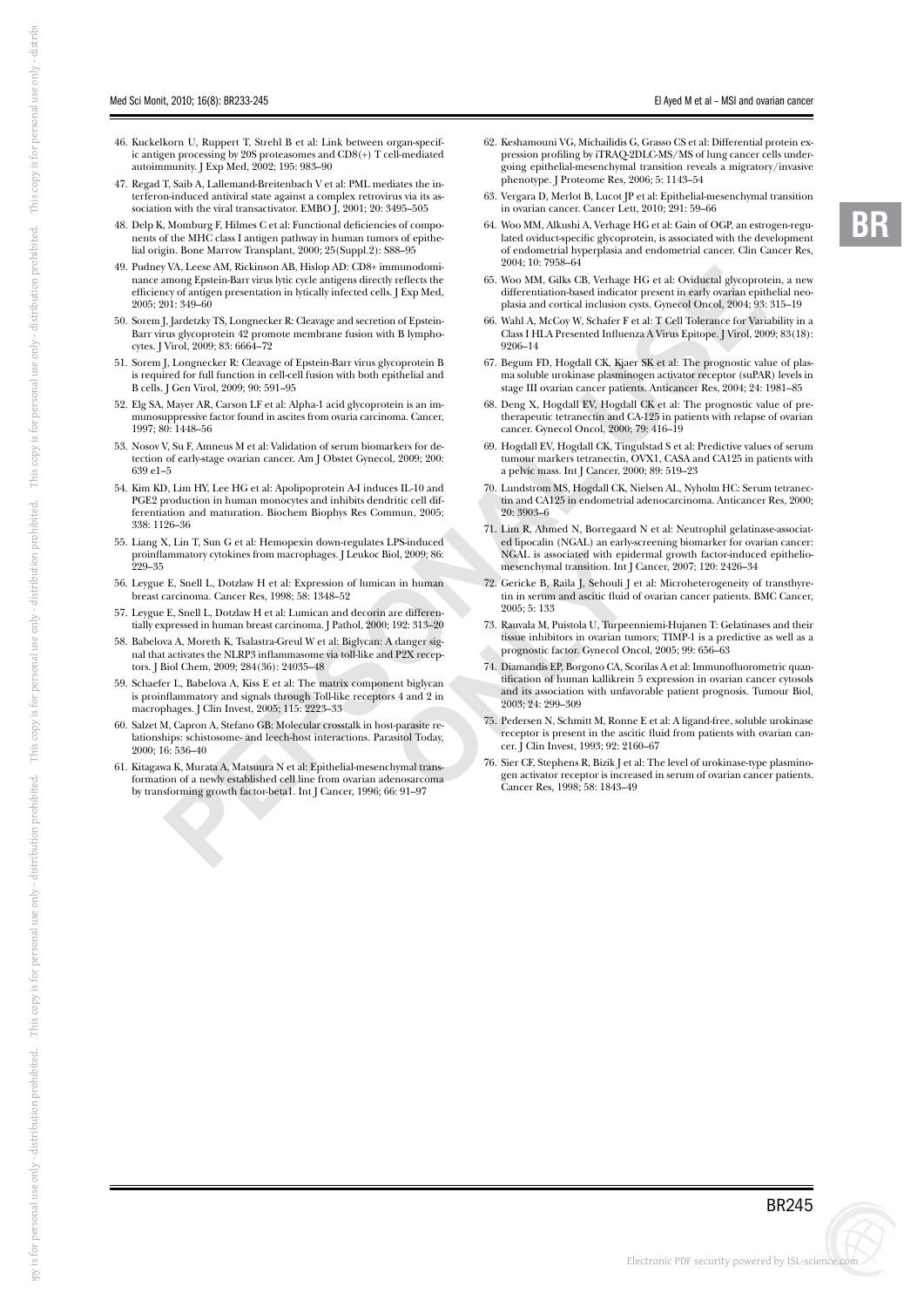46. Kuckelkorn U, Ruppert T, Strehl B et al: Link between organ-specific antigen processing by 20S proteasomes and CD8(+) T cell-mediated autoimmunity. J Exp Med, 2002; 195: 983–90
47. Regad T, Saib A, Lallemand-Breitenbach V et al: PML mediates the interferon-induced antiviral state against a complex retrovirus via its association with the viral transactivator. EMBO J, 2001; 20: 3495–505
48. Delp K, Momburg F, Hilmes C et al: Functional deficiencies of components of the MHC class I antigen pathway in human tumors of epithelial origin. Bone Marrow Transplant, 2000; 25(Suppl.2): S88–95
49. Pudney VA, Leese AM, Rickinson AB, Hislop AD: CD8+ immunodominance among Epstein-Barr virus lytic cycle antigens directly reflects the efficiency of antigen presentation in lytically infected cells. J Exp Med, 2005; 201: 349–60
50. Sorem J, Jardetzky TS, Longnecker R: Cleavage and secretion of Epstein-Barr virus glycoprotein 42 promote membrane fusion with B lymphocytes. J Virol, 2009; 83: 6664–72
51. Sorem J, Longnecker R: Cleavage of Epstein-Barr virus glycoprotein B is required for full function in cell-cell fusion with both epithelial and B cells. J Gen Virol, 2009; 90: 591–95
52. Elg SA, Mayer AR, Carson LF et al: Alpha-1 acid glycoprotein is an immunosuppressive factor found in ascites from ovaria carcinoma. Cancer, 1997; 80: 1448–56
53. Nosov V, Su F, Amneus M et al: Validation of serum biomarkers for detection of early-stage ovarian cancer. Am J Obstet Gynecol, 2009; 200: 639 e1–5
54. Kim KD, Lim HY, Lee HG et al: Apolipoprotein A-I induces IL-10 and PGE2 production in human monocytes and inhibits dendritic cell differentiation and maturation. Biochem Biophys Res Commun, 2005; 338: 1126–36
55. Liang X, Lin T, Sun G et al: Hemopexin down-regulates LPS-induced proinflammatory cytokines from macrophages. J Leukoc Biol, 2009; 86: 229–35
56. Leygue E, Snell L, Dotzlaw H et al: Expression of lumican in human breast carcinoma. Cancer Res, 1998; 58: 1348–52
57. Leygue E, Snell L, Dotzlaw H et al: Lumican and decorin are differentially expressed in human breast carcinoma. J Pathol, 2000; 192: 313–20
58. Babelova A, Moreth K, Tsalastra-Greul W et al: Biglycan: A danger signal that activates the NLRP3 inflammasome via toll-like and P2X receptors. J Biol Chem, 2009; 284(36): 24035–48
59. Schaefer L, Babelova A, Kiss E et al: The matrix component biglycan is proinflammatory and signals through Toll-like receptors 4 and 2 in macrophages. J Clin Invest, 2005; 115: 2223–33
60. Salzet M, Capron A, Stefano GB: Molecular crosstalk in host-parasite relationships: schistosome- and leech-host interactions. Parasitol Today, 2000; 16: 536–40
61. Kitagawa K, Murata A, Matsuura N et al: Epithelial-mesenchymal transformation of a newly established cell line from ovarian adenosarcoma by transforming growth factor-beta1. Int J Cancer, 1996; 66: 91–97
62. Keshamouni VG, Michailidis G, Grasso CS et al: Differential protein expression profiling by iTRAQ-2DLC-MS/MS of lung cancer cells undergoing epithelial-mesenchymal transition reveals a migratory/invasive phenotype. J Proteome Res, 2006; 5: 1143–54
63. Vergara D, Merlot B, Lucot JP et al: Epithelial-mesenchymal transition in ovarian cancer. Cancer Lett, 2010; 291: 59–66
64. Woo MM, Alkushi A, Verhage HG et al: Gain of OGP, an estrogen-regulated oviduct-specific glycoprotein, is associated with the development of endometrial hyperplasia and endometrial cancer. Clin Cancer Res, 2004; 10: 7958–64
65. Woo MM, Gilks CB, Verhage HG et al: Oviductal glycoprotein, a new differentiation-based indicator present in early ovarian epithelial neoplasia and cortical inclusion cysts. Gynecol Oncol, 2004; 93: 315–19
66. Wahl A, McCoy W, Schafer F et al: T Cell Tolerance for Variability in a Class I HLA Presented Influenza A Virus Epitope. J Virol, 2009; 83(18): 9206–14
67. Begum FD, Hogdall CK, Kjaer SK et al: The prognostic value of plasma soluble urokinase plasminogen activator receptor (suPAR) levels in stage III ovarian cancer patients. Anticancer Res, 2004; 24: 1981–85
68. Deng X, Hogdall EV, Hogdall CK et al: The prognostic value of pretherapeutic tetranectin and CA-125 in patients with relapse of ovarian cancer. Gynecol Oncol, 2000; 79: 416–19
69. Hogdall EV, Hogdall CK, Tingulstad S et al: Predictive values of serum tumour markers tetranectin, OVX1, CASA and CA125 in patients with a pelvic mass. Int J Cancer, 2000; 89: 519–23
70. Lundstrom MS, Hogdall CK, Nielsen AL, Nyholm HC: Serum tetranectin and CA125 in endometrial adenocarcinoma. Anticancer Res, 2000; 20: 3903–6
71. Lim R, Ahmed N, Borregaard N et al: Neutrophil gelatinase-associated lipocalin (NGAL) an early-screening biomarker for ovarian cancer: NGAL is associated with epidermal growth factor-induced epithelio-mesenchymal transition. Int J Cancer, 2007; 120: 2426–34
72. Gericke B, Raila J, Sehouli J et al: Microheterogeneity of transthyretin in serum and ascitic fluid of ovarian cancer patients. BMC Cancer, 2005; 5: 133
73. Rauvala M, Puistola U, Turpeenniemi-Hujanen T: Gelatinases and their tissue inhibitors in ovarian tumors; TIMP-1 is a predictive as well as a prognostic factor. Gynecol Oncol, 2005; 99: 656–63
74. Diamandis EP, Borgono CA, Scorilas A et al: Immunofluorometric quantification of human kallikrein 5 expression in ovarian cancer cytosols and its association with unfavorable patient prognosis. Tumour Biol, 2003; 24: 299–309
75. Pedersen N, Schmitt M, Ronne E et al: A ligand-free, soluble urokinase receptor is present in the ascitic fluid from patients with ovarian cancer. J Clin Invest, 1993; 92: 2160–67
76. Sier CF, Stephens R, Bizik J et al: The level of urokinase-type plasminogen activator receptor is increased in serum of ovarian cancer patients. Cancer Res, 1998; 58: 1843–49